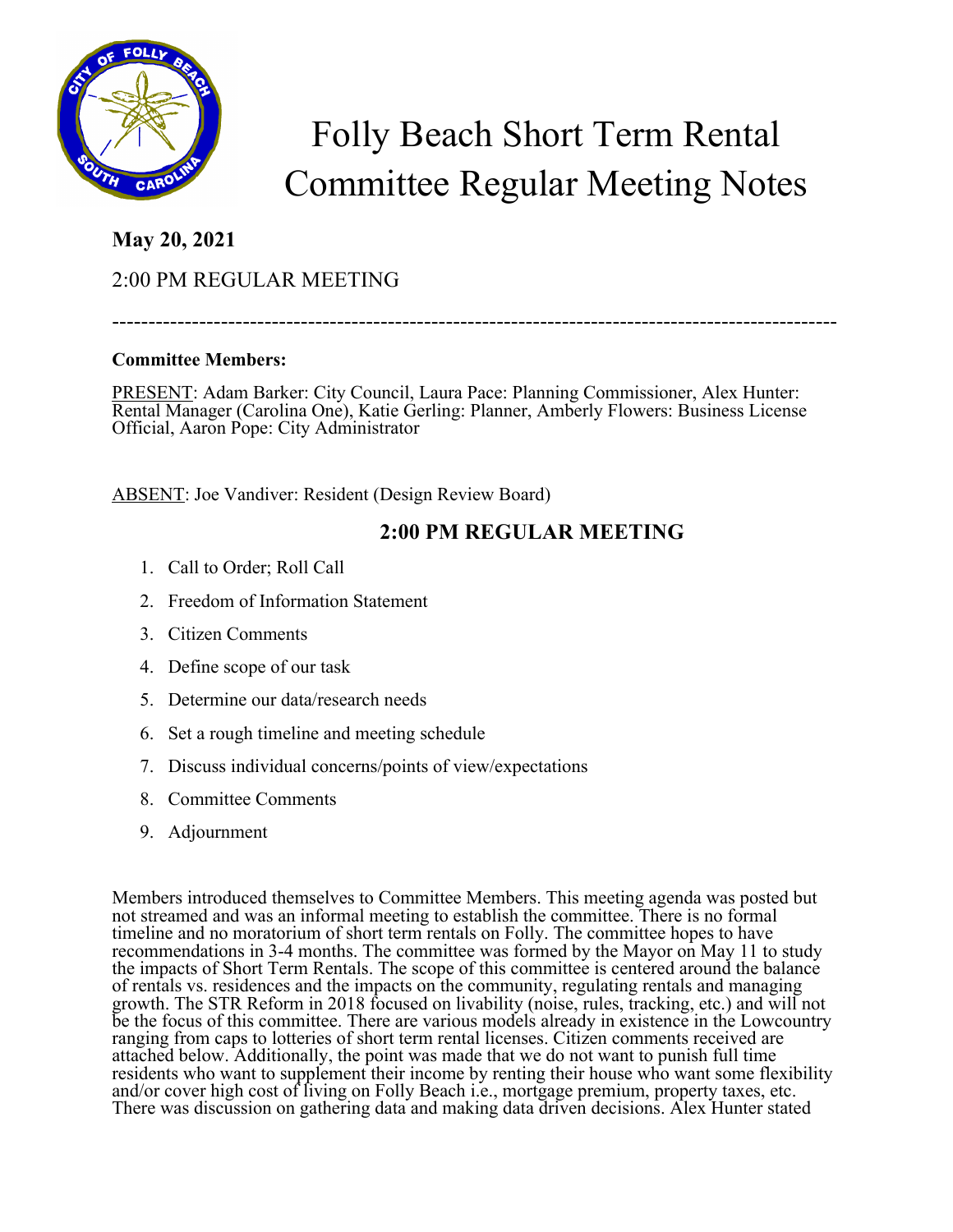# Folly Beach Short Term Rental Committee Regular Meeting Notes

**May 20, 2021**

2:00 PM REGULAR MEETING

---

**Committee Members:**

PRESENT: Adam Barker: City Council, Laura Pace: Planning Commissioner, Alex Hunter: Rental Manager (Carolina One), Katie Gerling: Planner, Amberly Flowers: Business License Official, Aaron Pope: City Administrator

ABSENT: Joe Vandiver: Resident (Design Review Board)

## 2:00 PM REGULAR MEETING

1. Call to Order; Roll Call
2. Freedom of Information Statement
3. Citizen Comments
4. Define scope of our task
5. Determine our data/research needs
6. Set a rough timeline and meeting schedule
7. Discuss individual concerns/points of view/expectations
8. Committee Comments
9. Adjournment

Members introduced themselves to Committee Members. This meeting agenda was posted but not streamed and was an informal meeting to establish the committee. There is no formal timeline and no moratorium of short term rentals on Folly. The committee hopes to have recommendations in 3-4 months. The committee was formed by the Mayor on May 11 to study the impacts of Short Term Rentals. The scope of this committee is centered around the balance of rentals vs. residences and the impacts on the community, regulating rentals and managing growth. The STR Reform in 2018 focused on livability (noise, rules, tracking, etc.) and will not be the focus of this committee. There are various models already in existence in the Lowcountry ranging from caps to lotteries of short term rental licenses. Citizen comments received are attached below. Additionally, the point was made that we do not want to punish full time residents who want to supplement their income by renting their house who want some flexibility and/or cover high cost of living on Folly Beach i.e., mortgage premium, property taxes, etc. There was discussion on gathering data and making data driven decisions. Alex Hunter stated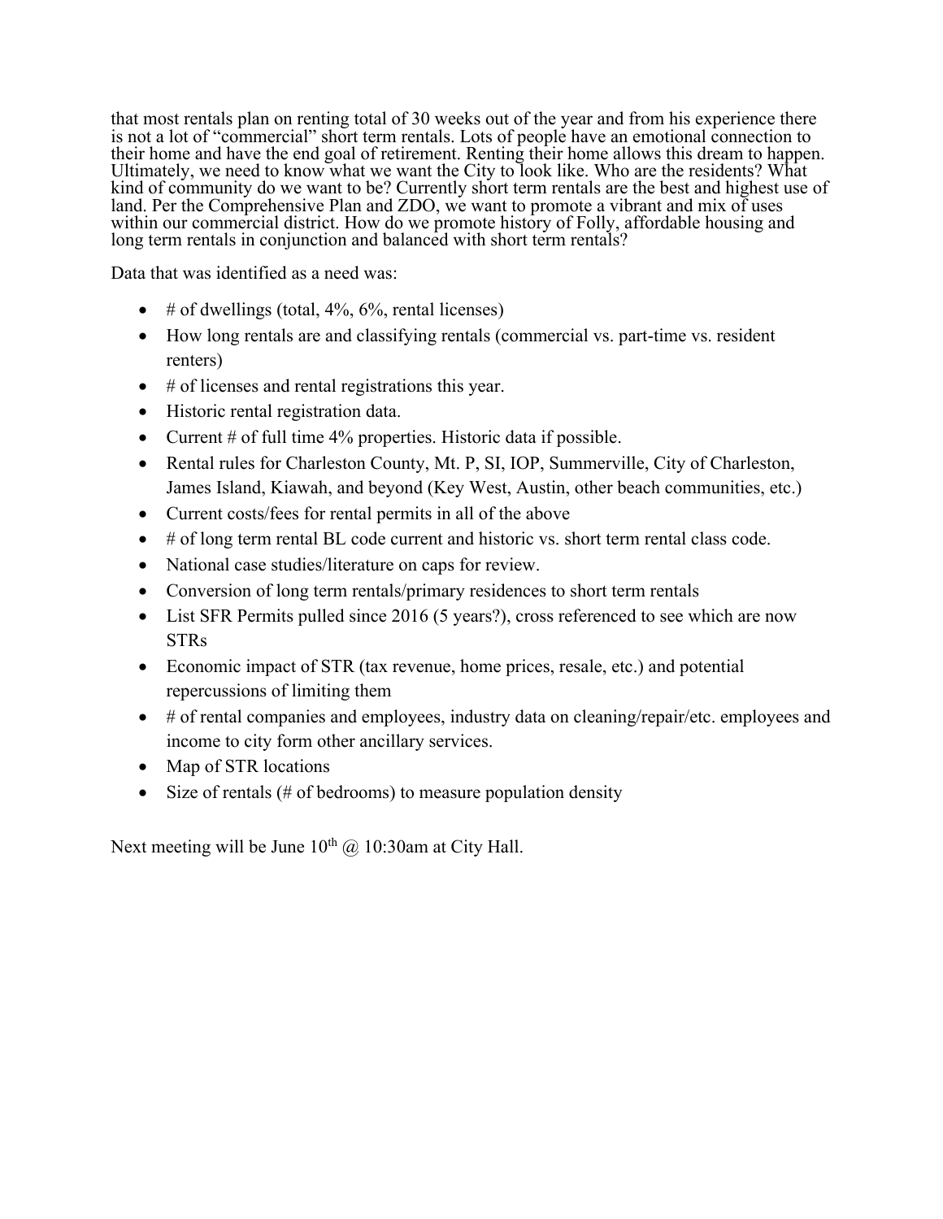that most rentals plan on renting total of 30 weeks out of the year and from his experience there is not a lot of "commercial" short term rentals. Lots of people have an emotional connection to their home and have the end goal of retirement. Renting their home allows this dream to happen. Ultimately, we need to know what we want the City to look like. Who are the residents? What kind of community do we want to be? Currently short term rentals are the best and highest use of land. Per the Comprehensive Plan and ZDO, we want to promote a vibrant and mix of uses within our commercial district. How do we promote history of Folly, affordable housing and long term rentals in conjunction and balanced with short term rentals?

Data that was identified as a need was:

- # of dwellings (total, 4%, 6%, rental licenses)
- How long rentals are and classifying rentals (commercial vs. part-time vs. resident renters)
- # of licenses and rental registrations this year.
- Historic rental registration data.
- Current # of full time 4% properties. Historic data if possible.
- Rental rules for Charleston County, Mt. P, SI, IOP, Summerville, City of Charleston, James Island, Kiawah, and beyond (Key West, Austin, other beach communities, etc.)
- Current costs/fees for rental permits in all of the above
- # of long term rental BL code current and historic vs. short term rental class code.
- National case studies/literature on caps for review.
- Conversion of long term rentals/primary residences to short term rentals
- List SFR Permits pulled since 2016 (5 years?), cross referenced to see which are now STRs
- Economic impact of STR (tax revenue, home prices, resale, etc.) and potential repercussions of limiting them
- # of rental companies and employees, industry data on cleaning/repair/etc. employees and income to city form other ancillary services.
- Map of STR locations
- Size of rentals (# of bedrooms) to measure population density

Next meeting will be June 10th @ 10:30am at City Hall.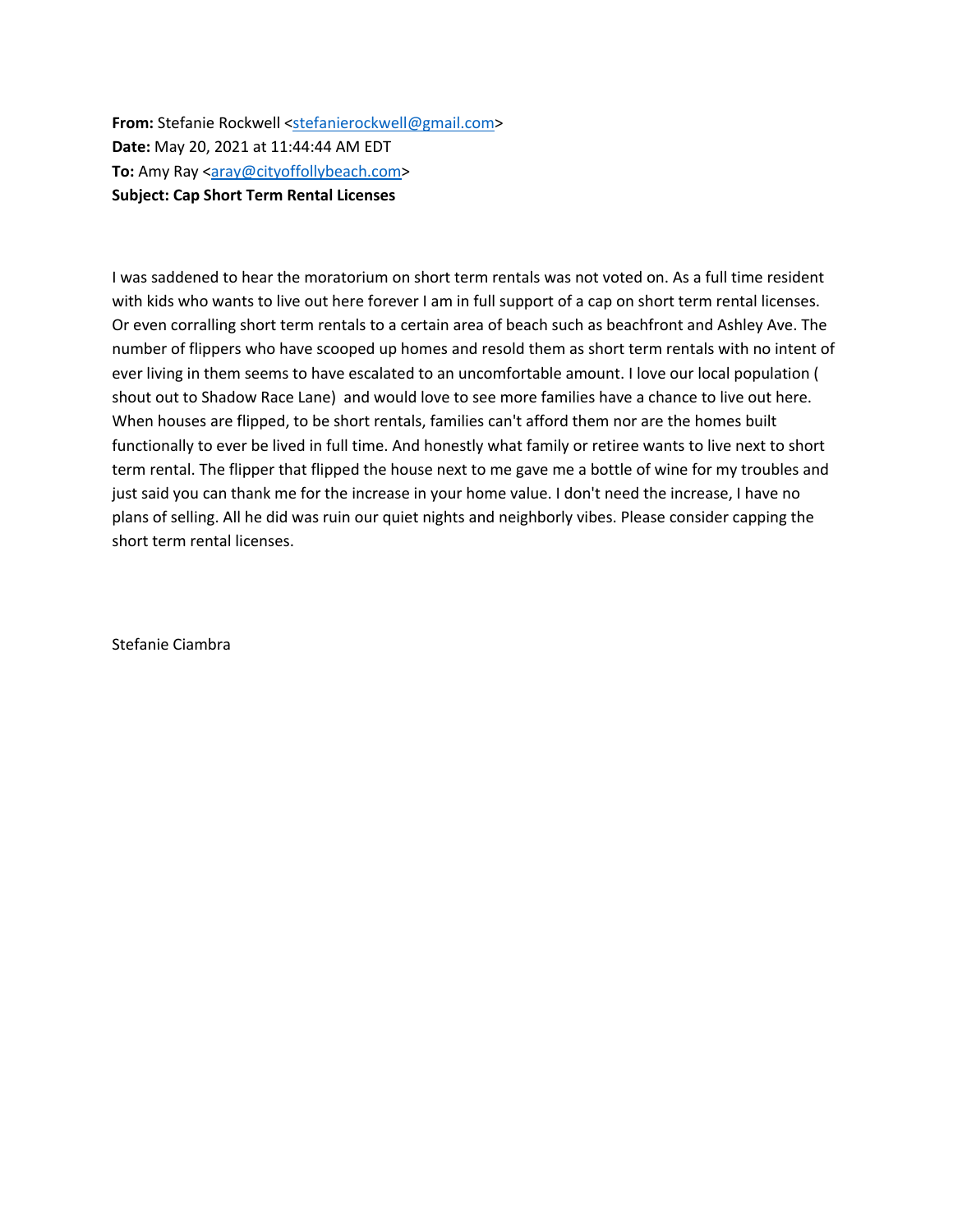**From:** Stefanie Rockwell <stefanierockwell@gmail.com>
**Date:** May 20, 2021 at 11:44:44 AM EDT
**To:** Amy Ray <aray@cityoffollybeach.com>
**Subject: Cap Short Term Rental Licenses**

I was saddened to hear the moratorium on short term rentals was not voted on. As a full time resident with kids who wants to live out here forever I am in full support of a cap on short term rental licenses. Or even corralling short term rentals to a certain area of beach such as beachfront and Ashley Ave. The number of flippers who have scooped up homes and resold them as short term rentals with no intent of ever living in them seems to have escalated to an uncomfortable amount. I love our local population ( shout out to Shadow Race Lane) and would love to see more families have a chance to live out here. When houses are flipped, to be short rentals, families can't afford them nor are the homes built functionally to ever be lived in full time. And honestly what family or retiree wants to live next to short term rental. The flipper that flipped the house next to me gave me a bottle of wine for my troubles and just said you can thank me for the increase in your home value. I don't need the increase, I have no plans of selling. All he did was ruin our quiet nights and neighborly vibes. Please consider capping the short term rental licenses.

Stefanie Ciambra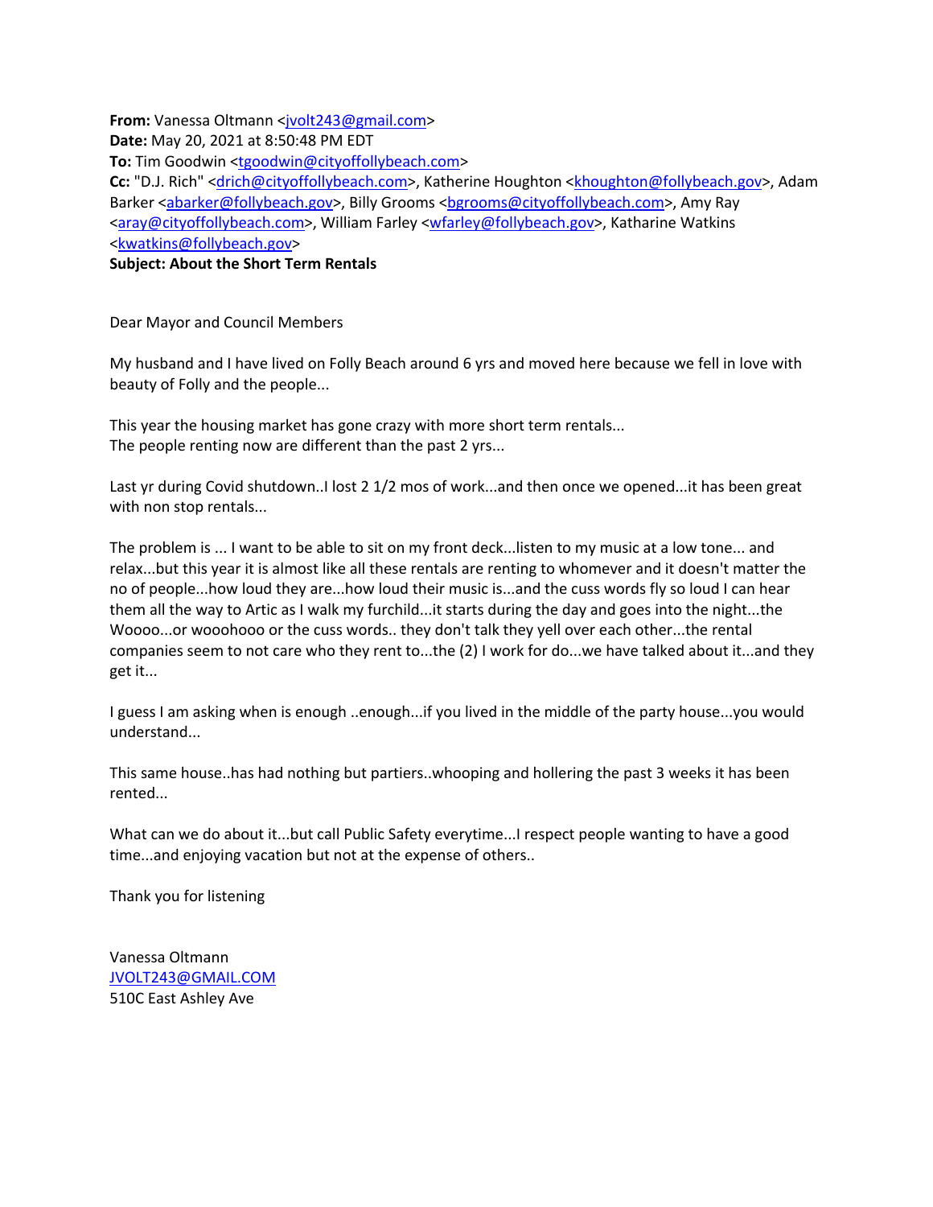**From:** Vanessa Oltmann <jvolt243@gmail.com>
**Date:** May 20, 2021 at 8:50:48 PM EDT
**To:** Tim Goodwin <tgoodwin@cityoffollybeach.com>
**Cc:** "D.J. Rich" <drich@cityoffollybeach.com>, Katherine Houghton <khoughton@follybeach.gov>, Adam Barker <abarker@follybeach.gov>, Billy Grooms <bgrooms@cityoffollybeach.com>, Amy Ray <aray@cityoffollybeach.com>, William Farley <wfarley@follybeach.gov>, Katharine Watkins <kwatkins@follybeach.gov>
**Subject: About the Short Term Rentals**

Dear Mayor and Council Members

My husband and I have lived on Folly Beach around 6 yrs and moved here because we fell in love with beauty of Folly and the people...

This year the housing market has gone crazy with more short term rentals...
The people renting now are different than the past 2 yrs...

Last yr during Covid shutdown..I lost 2 1/2 mos of work...and then once we opened...it has been great with non stop rentals...

The problem is ... I want to be able to sit on my front deck...listen to my music at a low tone... and relax...but this year it is almost like all these rentals are renting to whomever and it doesn't matter the no of people...how loud they are...how loud their music is...and the cuss words fly so loud I can hear them all the way to Artic as I walk my furchild...it starts during the day and goes into the night...the Woooo...or wooohooo or the cuss words.. they don't talk they yell over each other...the rental companies seem to not care who they rent to...the (2) I work for do...we have talked about it...and they get it...

I guess I am asking when is enough ..enough...if you lived in the middle of the party house...you would understand...

This same house..has had nothing but partiers..whooping and hollering the past 3 weeks it has been rented...

What can we do about it...but call Public Safety everytime...I respect people wanting to have a good time...and enjoying vacation but not at the expense of others..

Thank you for listening

Vanessa Oltmann
JVOLT243@GMAIL.COM
510C East Ashley Ave